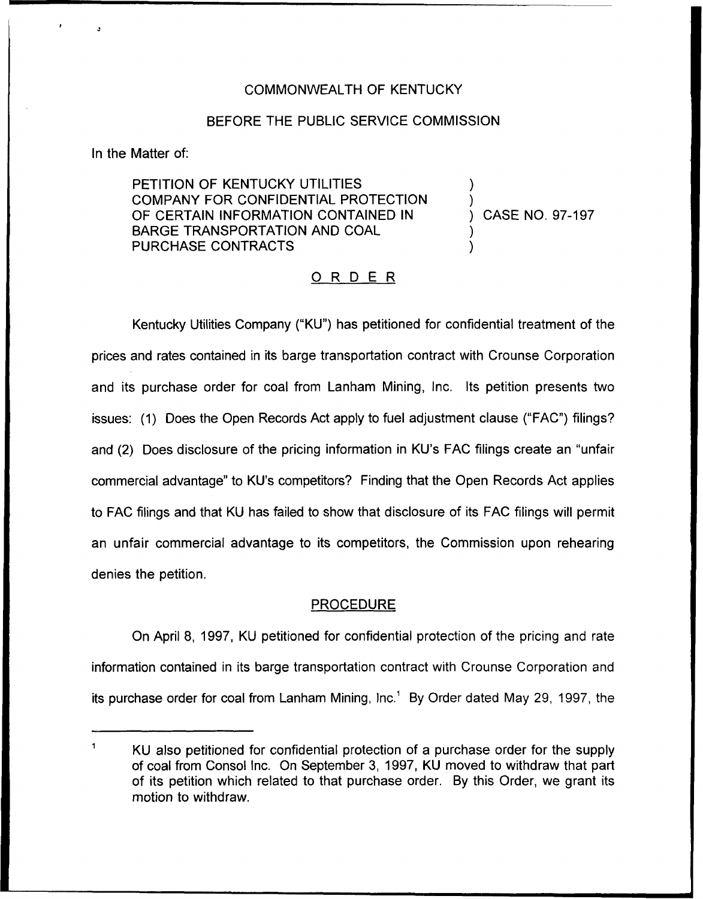COMMONWEALTH OF KENTUCKY

BEFORE THE PUBLIC SERVICE COMMISSION

In the Matter of:

PETITION OF KENTUCKY UTILITIES COMPANY FOR CONFIDENTIAL PROTECTION OF CERTAIN INFORMATION CONTAINED IN BARGE TRANSPORTATION AND COAL PURCHASE CONTRACTS ) CASE NO. 97-197

## ORDER

Kentucky Utilities Company ("KU") has petitioned for confidential treatment of the prices and rates contained in its barge transportation contract with Crounse Corporation and its purchase order for coal from Lanham Mining, Inc. Its petition presents two issues: (1) Does the Open Records Act apply to fuel adjustment clause ("FAC") filings? and (2) Does disclosure of the pricing information in KU's FAC filings create an "unfair commercial advantage" to KU's competitors? Finding that the Open Records Act applies to FAC filings and that KU has failed to show that disclosure of its FAC filings will permit an unfair commercial advantage to its competitors, the Commission upon rehearing denies the petition.

## PROCEDURE

On April 8, 1997, KU petitioned for confidential protection of the pricing and rate information contained in its barge transportation contract with Crounse Corporation and its purchase order for coal from Lanham Mining, Inc.[1] By Order dated May 29, 1997, the

[1] KU also petitioned for confidential protection of a purchase order for the supply of coal from Consol Inc. On September 3, 1997, KU moved to withdraw that part of its petition which related to that purchase order. By this Order, we grant its motion to withdraw.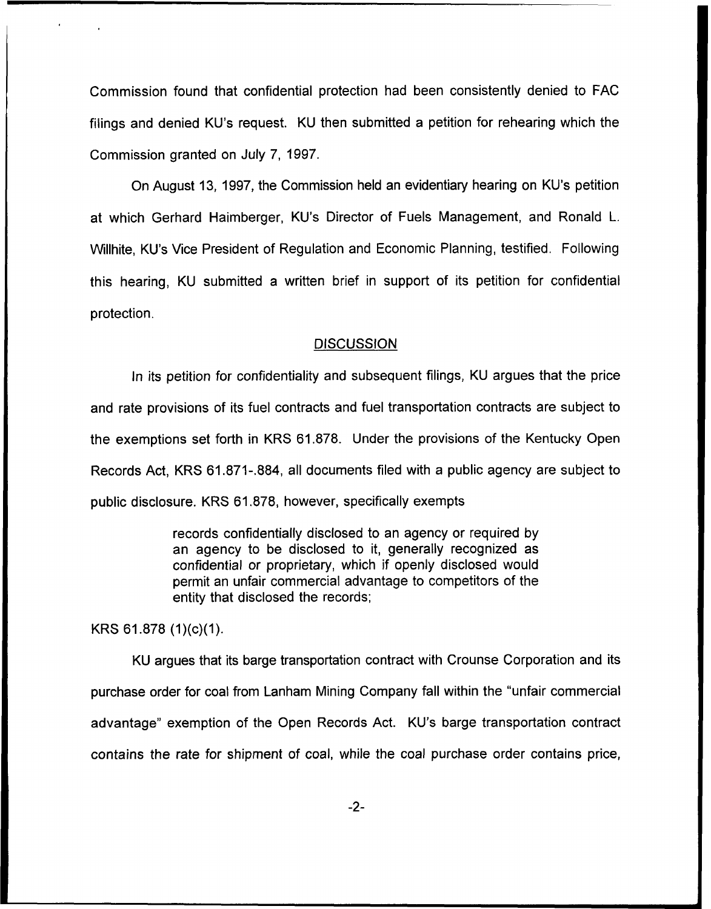Commission found that confidential protection had been consistently denied to FAC filings and denied KU's request. KU then submitted a petition for rehearing which the Commission granted on July 7, 1997.

On August 13, 1997, the Commission held an evidentiary hearing on KU's petition at which Gerhard Haimberger, KU's Director of Fuels Management, and Ronald L. Willhite, KU's Vice President of Regulation and Economic Planning, testified. Following this hearing, KU submitted a written brief in support of its petition for confidential protection.

## DISCUSSION

In its petition for confidentiality and subsequent filings, KU argues that the price and rate provisions of its fuel contracts and fuel transportation contracts are subject to the exemptions set forth in KRS 61.878. Under the provisions of the Kentucky Open Records Act, KRS 61.871-.884, all documents filed with a public agency are subject to public disclosure. KRS 61.878, however, specifically exempts

> records confidentially disclosed to an agency or required by an agency to be disclosed to it, generally recognized as confidential or proprietary, which if openly disclosed would permit an unfair commercial advantage to competitors of the entity that disclosed the records;

KRS 61.878 (1)(c)(1).

KU argues that its barge transportation contract with Crounse Corporation and its purchase order for coal from Lanham Mining Company fall within the "unfair commercial advantage" exemption of the Open Records Act. KU's barge transportation contract contains the rate for shipment of coal, while the coal purchase order contains price,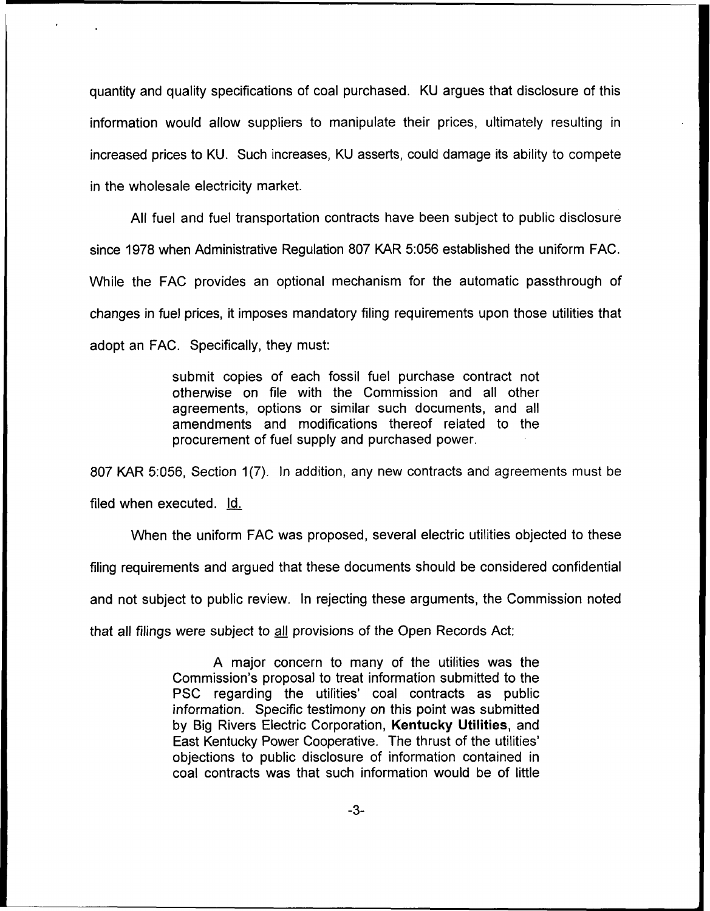quantity and quality specifications of coal purchased. KU argues that disclosure of this information would allow suppliers to manipulate their prices, ultimately resulting in increased prices to KU. Such increases, KU asserts, could damage its ability to compete in the wholesale electricity market.

All fuel and fuel transportation contracts have been subject to public disclosure since 1978 when Administrative Regulation 807 KAR 5:056 established the uniform FAC. While the FAC provides an optional mechanism for the automatic passthrough of changes in fuel prices, it imposes mandatory filing requirements upon those utilities that adopt an FAC. Specifically, they must:

> submit copies of each fossil fuel purchase contract not otherwise on file with the Commission and all other agreements, options or similar such documents, and all amendments and modifications thereof related to the procurement of fuel supply and purchased power.

807 KAR 5:056, Section 1(7). In addition, any new contracts and agreements must be filed when executed. Id.

When the uniform FAC was proposed, several electric utilities objected to these filing requirements and argued that these documents should be considered confidential and not subject to public review. In rejecting these arguments, the Commission noted that all filings were subject to all provisions of the Open Records Act:

> A major concern to many of the utilities was the Commission's proposal to treat information submitted to the PSC regarding the utilities' coal contracts as public information. Specific testimony on this point was submitted by Big Rivers Electric Corporation, **Kentucky Utilities**, and East Kentucky Power Cooperative. The thrust of the utilities' objections to public disclosure of information contained in coal contracts was that such information would be of little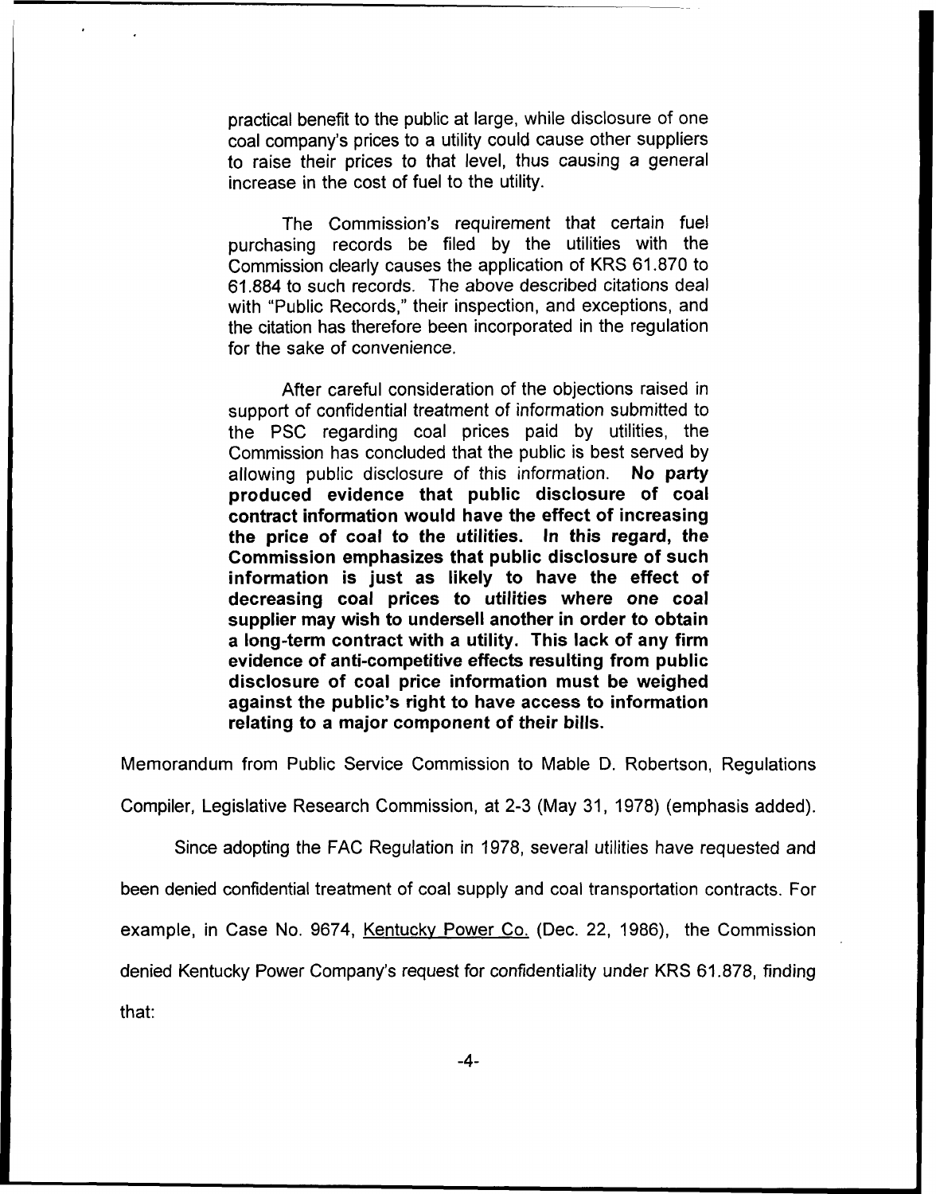> practical benefit to the public at large, while disclosure of one coal company's prices to a utility could cause other suppliers to raise their prices to that level, thus causing a general increase in the cost of fuel to the utility.
>
> The Commission's requirement that certain fuel purchasing records be filed by the utilities with the Commission clearly causes the application of KRS 61.870 to 61.884 to such records. The above described citations deal with "Public Records," their inspection, and exceptions, and the citation has therefore been incorporated in the regulation for the sake of convenience.
>
> After careful consideration of the objections raised in support of confidential treatment of information submitted to the PSC regarding coal prices paid by utilities, the Commission has concluded that the public is best served by allowing public disclosure of this information. **No party produced evidence that public disclosure of coal contract information would have the effect of increasing the price of coal to the utilities. In this regard, the Commission emphasizes that public disclosure of such information is just as likely to have the effect of decreasing coal prices to utilities where one coal supplier may wish to undersell another in order to obtain a long-term contract with a utility. This lack of any firm evidence of anti-competitive effects resulting from public disclosure of coal price information must be weighed against the public's right to have access to information relating to a major component of their bills.**

Memorandum from Public Service Commission to Mable D. Robertson, Regulations Compiler, Legislative Research Commission, at 2-3 (May 31, 1978) (emphasis added).

Since adopting the FAC Regulation in 1978, several utilities have requested and been denied confidential treatment of coal supply and coal transportation contracts. For example, in Case No. 9674, Kentucky Power Co. (Dec. 22, 1986), the Commission denied Kentucky Power Company's request for confidentiality under KRS 61.878, finding that: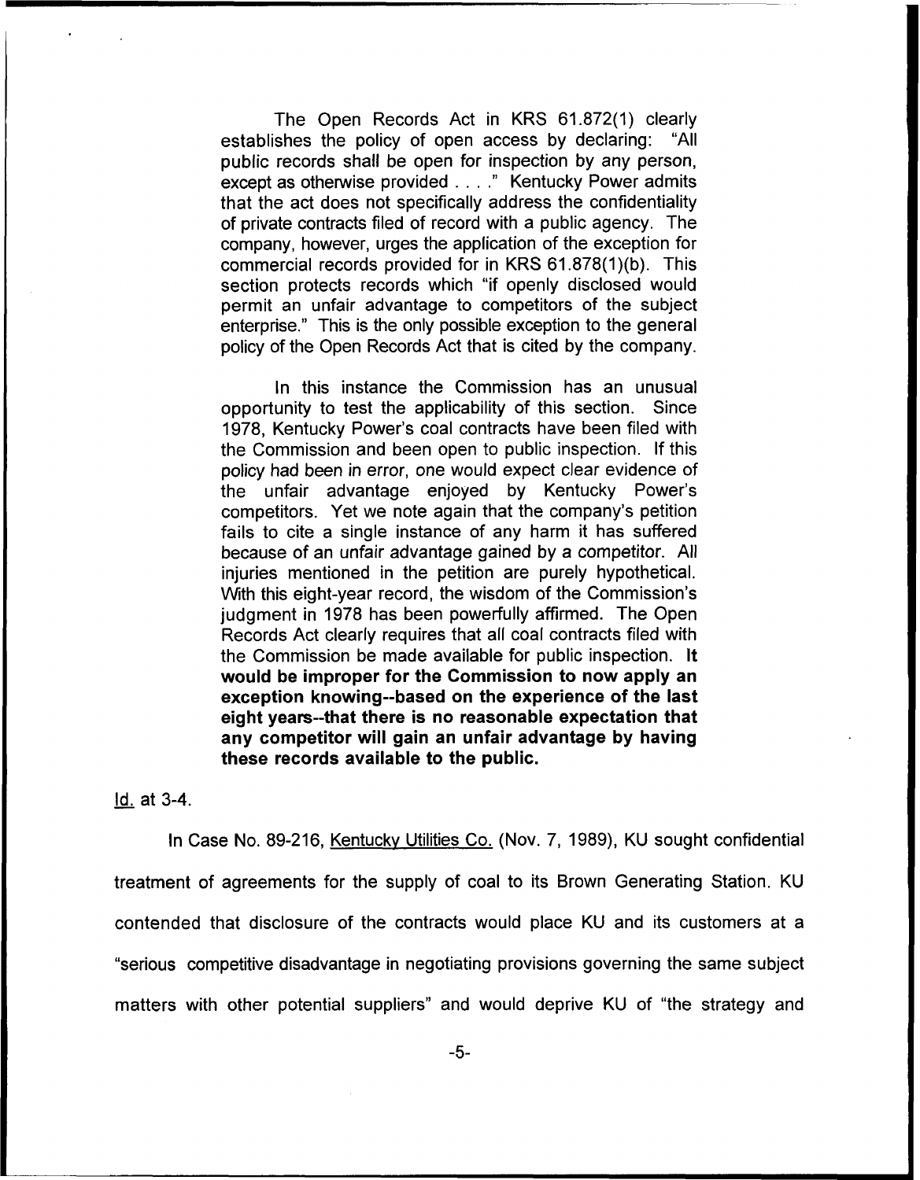> The Open Records Act in KRS 61.872(1) clearly establishes the policy of open access by declaring: "All public records shall be open for inspection by any person, except as otherwise provided . . . ." Kentucky Power admits that the act does not specifically address the confidentiality of private contracts filed of record with a public agency. The company, however, urges the application of the exception for commercial records provided for in KRS 61.878(1)(b). This section protects records which "if openly disclosed would permit an unfair advantage to competitors of the subject enterprise." This is the only possible exception to the general policy of the Open Records Act that is cited by the company.
>
> In this instance the Commission has an unusual opportunity to test the applicability of this section. Since 1978, Kentucky Power's coal contracts have been filed with the Commission and been open to public inspection. If this policy had been in error, one would expect clear evidence of the unfair advantage enjoyed by Kentucky Power's competitors. Yet we note again that the company's petition fails to cite a single instance of any harm it has suffered because of an unfair advantage gained by a competitor. All injuries mentioned in the petition are purely hypothetical. With this eight-year record, the wisdom of the Commission's judgment in 1978 has been powerfully affirmed. The Open Records Act clearly requires that all coal contracts filed with the Commission be made available for public inspection. **It would be improper for the Commission to now apply an exception knowing--based on the experience of the last eight years--that there is no reasonable expectation that any competitor will gain an unfair advantage by having these records available to the public.**

Id. at 3-4.

In Case No. 89-216, Kentucky Utilities Co. (Nov. 7, 1989), KU sought confidential treatment of agreements for the supply of coal to its Brown Generating Station. KU contended that disclosure of the contracts would place KU and its customers at a "serious competitive disadvantage in negotiating provisions governing the same subject matters with other potential suppliers" and would deprive KU of "the strategy and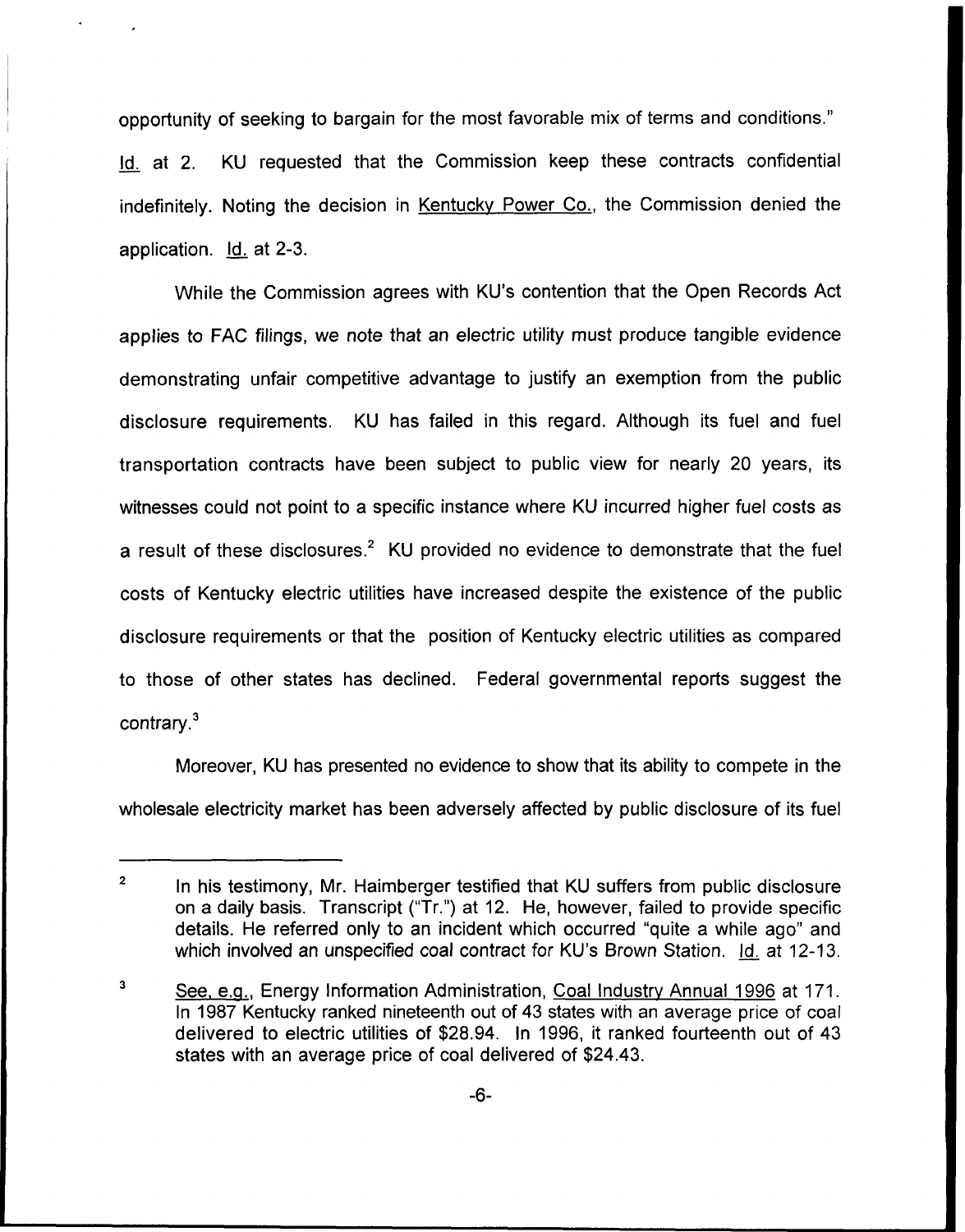opportunity of seeking to bargain for the most favorable mix of terms and conditions." Id. at 2. KU requested that the Commission keep these contracts confidential indefinitely. Noting the decision in Kentucky Power Co., the Commission denied the application. Id. at 2-3.

While the Commission agrees with KU's contention that the Open Records Act applies to FAC filings, we note that an electric utility must produce tangible evidence demonstrating unfair competitive advantage to justify an exemption from the public disclosure requirements. KU has failed in this regard. Although its fuel and fuel transportation contracts have been subject to public view for nearly 20 years, its witnesses could not point to a specific instance where KU incurred higher fuel costs as a result of these disclosures.[2] KU provided no evidence to demonstrate that the fuel costs of Kentucky electric utilities have increased despite the existence of the public disclosure requirements or that the position of Kentucky electric utilities as compared to those of other states has declined. Federal governmental reports suggest the contrary.[3]

Moreover, KU has presented no evidence to show that its ability to compete in the wholesale electricity market has been adversely affected by public disclosure of its fuel

---

[2] In his testimony, Mr. Haimberger testified that KU suffers from public disclosure on a daily basis. Transcript ("Tr.") at 12. He, however, failed to provide specific details. He referred only to an incident which occurred "quite a while ago" and which involved an unspecified coal contract for KU's Brown Station. Id. at 12-13.

[3] See, e.g., Energy Information Administration, Coal Industry Annual 1996 at 171. In 1987 Kentucky ranked nineteenth out of 43 states with an average price of coal delivered to electric utilities of $28.94. In 1996, it ranked fourteenth out of 43 states with an average price of coal delivered of $24.43.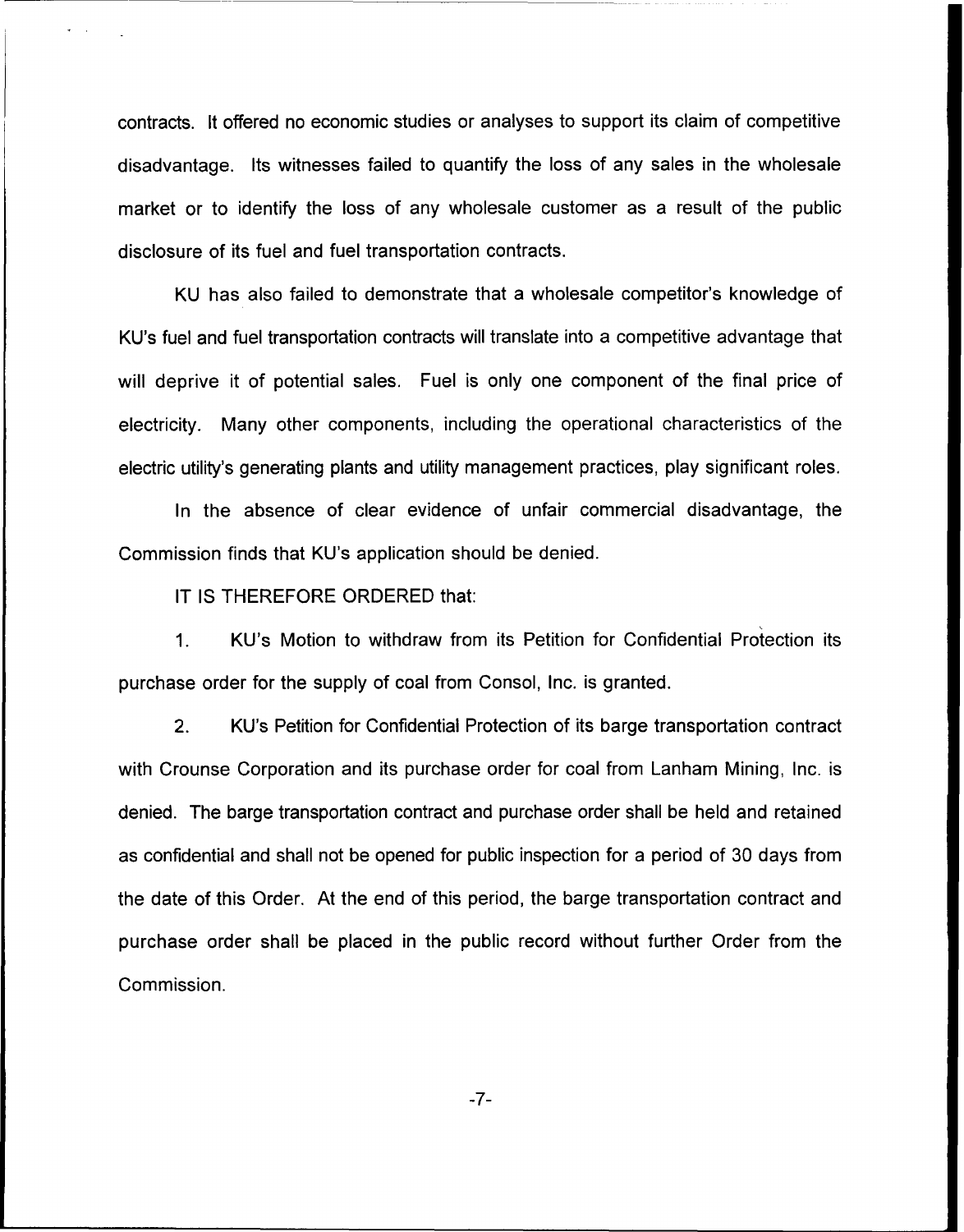contracts. It offered no economic studies or analyses to support its claim of competitive disadvantage. Its witnesses failed to quantify the loss of any sales in the wholesale market or to identify the loss of any wholesale customer as a result of the public disclosure of its fuel and fuel transportation contracts.

KU has also failed to demonstrate that a wholesale competitor's knowledge of KU's fuel and fuel transportation contracts will translate into a competitive advantage that will deprive it of potential sales. Fuel is only one component of the final price of electricity. Many other components, including the operational characteristics of the electric utility's generating plants and utility management practices, play significant roles.

In the absence of clear evidence of unfair commercial disadvantage, the Commission finds that KU's application should be denied.

IT IS THEREFORE ORDERED that:

1. KU's Motion to withdraw from its Petition for Confidential Protection its purchase order for the supply of coal from Consol, Inc. is granted.

2. KU's Petition for Confidential Protection of its barge transportation contract with Crounse Corporation and its purchase order for coal from Lanham Mining, Inc. is denied. The barge transportation contract and purchase order shall be held and retained as confidential and shall not be opened for public inspection for a period of 30 days from the date of this Order. At the end of this period, the barge transportation contract and purchase order shall be placed in the public record without further Order from the Commission.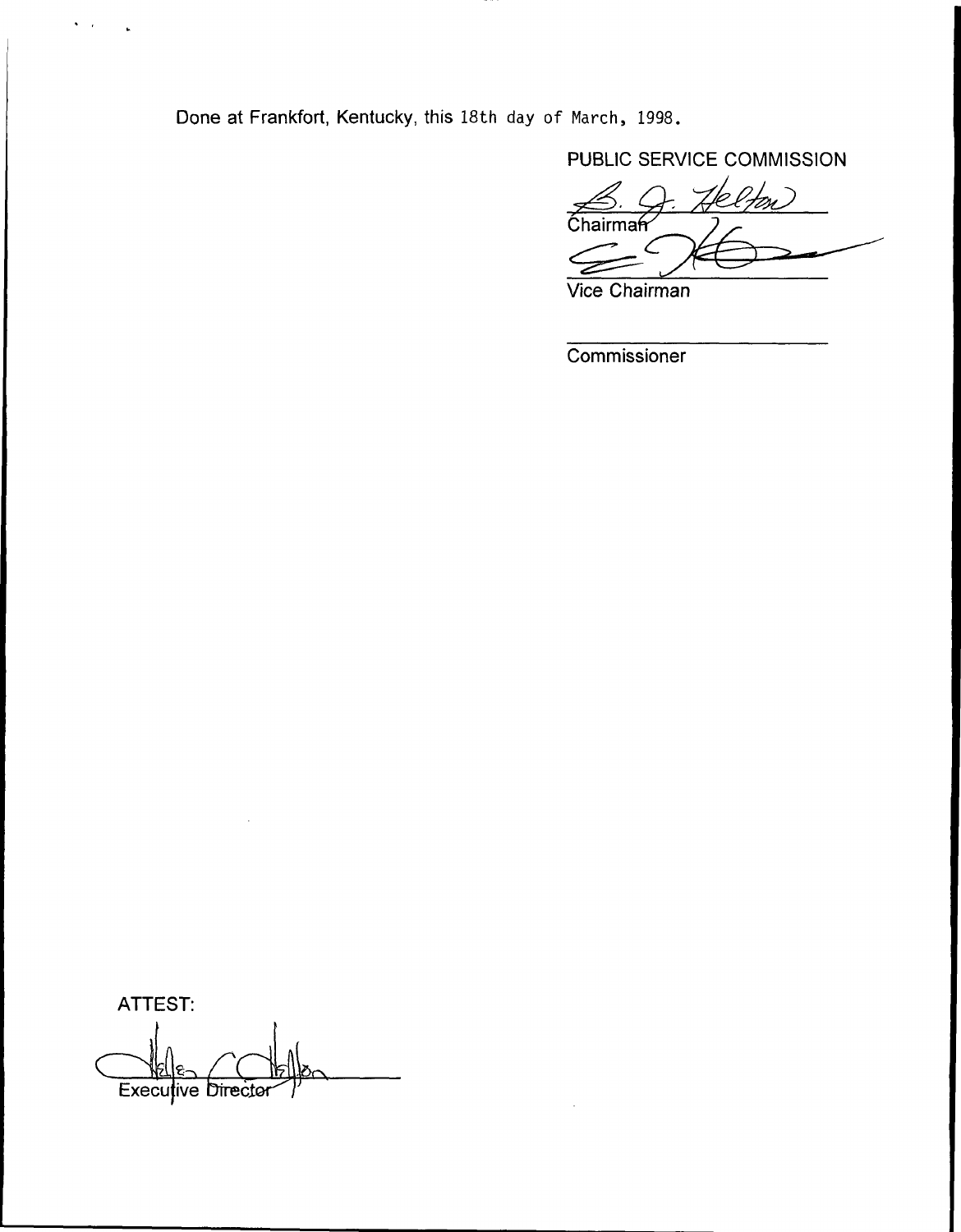Done at Frankfort, Kentucky, this 18th day of March, 1998.

PUBLIC SERVICE COMMISSION

Chairman

Vice Chairman

Commissioner

ATTEST:

Executive Director